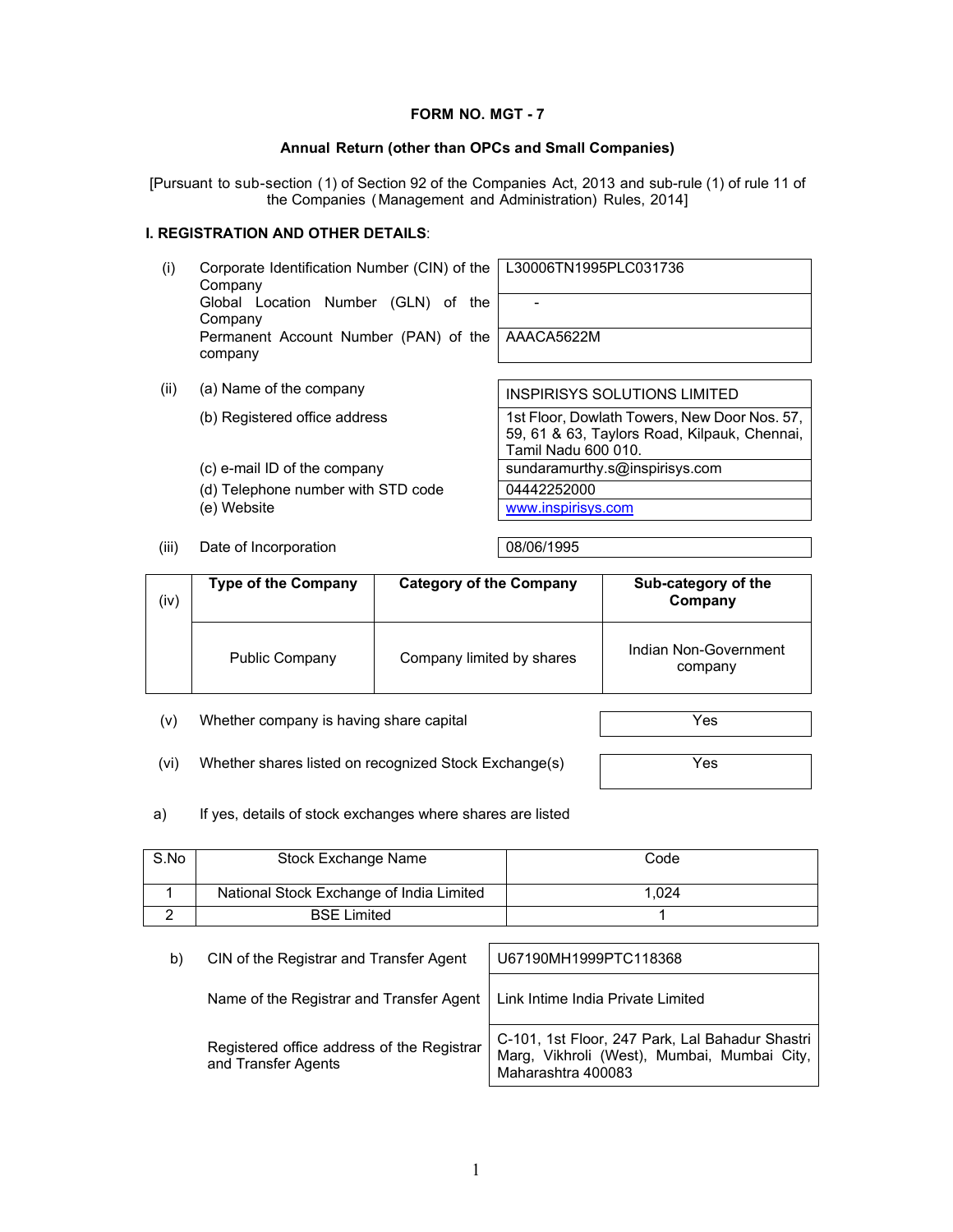# FORM NO. MGT - 7

## Annual Return (other than OPCs and Small Companies)

[Pursuant to sub-section (1) of Section 92 of the Companies Act, 2013 and sub-rule (1) of rule 11 of the Companies (Management and Administration) Rules, 2014]

### I. REGISTRATION AND OTHER DETAILS:

| | | |
|---|---|---|
| (i) | Corporate Identification Number (CIN) of the Company | L30006TN1995PLC031736 |
| | Global Location Number (GLN) of the Company | - |
| | Permanent Account Number (PAN) of the company | AAACA5622M |
| (ii) | (a) Name of the company | INSPIRISYS SOLUTIONS LIMITED |
| | (b) Registered office address | 1st Floor, Dowlath Towers, New Door Nos. 57, 59, 61 & 63, Taylors Road, Kilpauk, Chennai, Tamil Nadu 600 010. |
| | (c) e-mail ID of the company | sundaramurthy.s@inspirisys.com |
| | (d) Telephone number with STD code | 04442252000 |
| | (e) Website | www.inspirisys.com |
| (iii) | Date of Incorporation | 08/06/1995 |

| (iv) | Type of the Company | Category of the Company | Sub-category of the Company |
|---|---|---|---|
| | Public Company | Company limited by shares | Indian Non-Government company |

| | | |
|---|---|---|
| (v) | Whether company is having share capital | Yes |
| (vi) | Whether shares listed on recognized Stock Exchange(s) | Yes |

a) If yes, details of stock exchanges where shares are listed

| S.No | Stock Exchange Name | Code |
|---|---|---|
| 1 | National Stock Exchange of India Limited | 1,024 |
| 2 | BSE Limited | 1 |

| | | |
|---|---|---|
| b) | CIN of the Registrar and Transfer Agent | U67190MH1999PTC118368 |
| | Name of the Registrar and Transfer Agent | Link Intime India Private Limited |
| | Registered office address of the Registrar and Transfer Agents | C-101, 1st Floor, 247 Park, Lal Bahadur Shastri Marg, Vikhroli (West), Mumbai, Mumbai City, Maharashtra 400083 |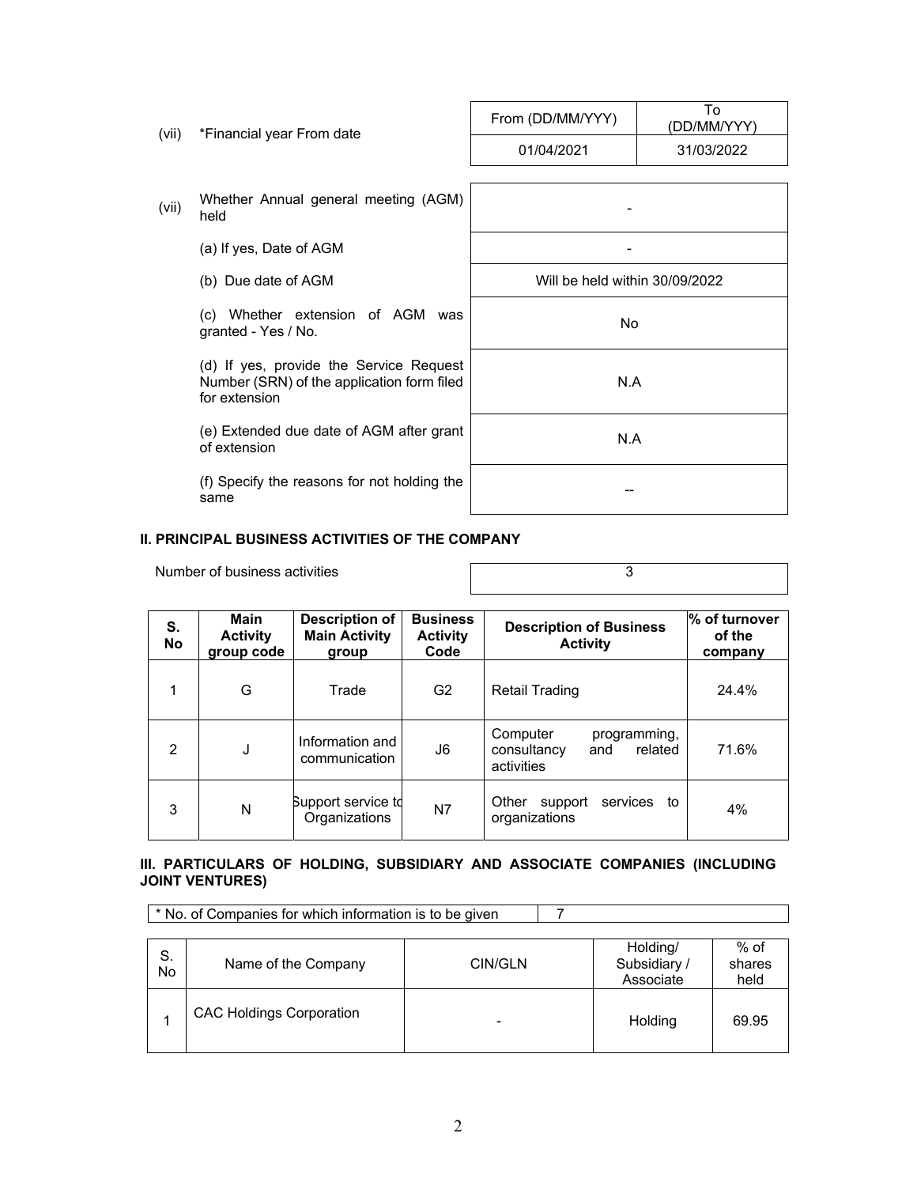| (vii) | *Financial year From date | From (DD/MM/YYY) | To (DD/MM/YYY) |
|---|---|---|---|
| | | 01/04/2021 | 31/03/2022 |

| | | |
|---|---|---|
| (vii) | Whether Annual general meeting (AGM) held | - |
| | (a) If yes, Date of AGM | - |
| | (b) Due date of AGM | Will be held within 30/09/2022 |
| | (c) Whether extension of AGM was granted - Yes / No. | No |
| | (d) If yes, provide the Service Request Number (SRN) of the application form filed for extension | N.A |
| | (e) Extended due date of AGM after grant of extension | N.A |
| | (f) Specify the reasons for not holding the same | -- |

## II. PRINCIPAL BUSINESS ACTIVITIES OF THE COMPANY

| Number of business activities | 3 |
|---|---|

| S. No | Main Activity group code | Description of Main Activity group | Business Activity Code | Description of Business Activity | % of turnover of the company |
|---|---|---|---|---|---|
| 1 | G | Trade | G2 | Retail Trading | 24.4% |
| 2 | J | Information and communication | J6 | Computer programming, consultancy and related activities | 71.6% |
| 3 | N | Support service to Organizations | N7 | Other support services to organizations | 4% |

## III. PARTICULARS OF HOLDING, SUBSIDIARY AND ASSOCIATE COMPANIES (INCLUDING JOINT VENTURES)

| * No. of Companies for which information is to be given | 7 |
|---|---|

| S. No | Name of the Company | CIN/GLN | Holding/ Subsidiary / Associate | % of shares held |
|---|---|---|---|---|
| 1 | CAC Holdings Corporation | - | Holding | 69.95 |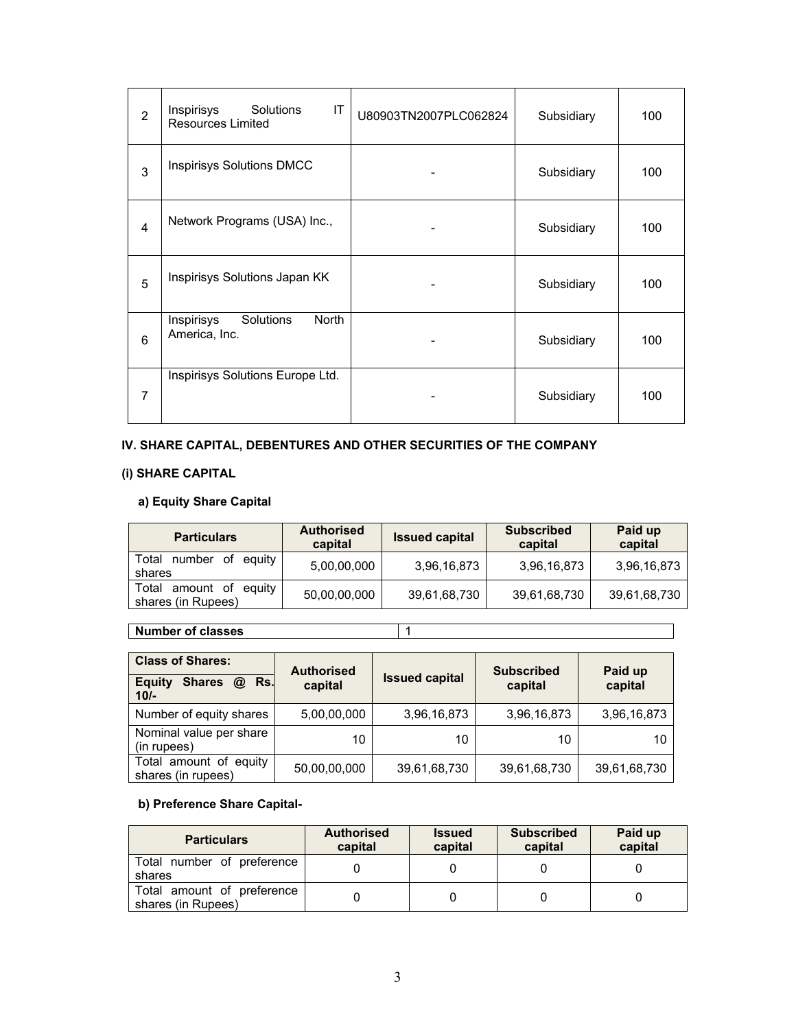| 2 | Inspirisys Solutions IT Resources Limited | U80903TN2007PLC062824 | Subsidiary | 100 |
|---|---|---|---|---|
| 3 | Inspirisys Solutions DMCC | - | Subsidiary | 100 |
| 4 | Network Programs (USA) Inc., | - | Subsidiary | 100 |
| 5 | Inspirisys Solutions Japan KK | - | Subsidiary | 100 |
| 6 | Inspirisys Solutions North America, Inc. | - | Subsidiary | 100 |
| 7 | Inspirisys Solutions Europe Ltd. | - | Subsidiary | 100 |

**IV. SHARE CAPITAL, DEBENTURES AND OTHER SECURITIES OF THE COMPANY**

**(i) SHARE CAPITAL**

**a) Equity Share Capital**

| Particulars | Authorised capital | Issued capital | Subscribed capital | Paid up capital |
|---|---|---|---|---|
| Total number of equity shares | 5,00,00,000 | 3,96,16,873 | 3,96,16,873 | 3,96,16,873 |
| Total amount of equity shares (in Rupees) | 50,00,00,000 | 39,61,68,730 | 39,61,68,730 | 39,61,68,730 |

| Number of classes | 1 |
|---|---|

| Class of Shares: Equity Shares @ Rs. 10/- | Authorised capital | Issued capital | Subscribed capital | Paid up capital |
|---|---|---|---|---|
| Number of equity shares | 5,00,00,000 | 3,96,16,873 | 3,96,16,873 | 3,96,16,873 |
| Nominal value per share (in rupees) | 10 | 10 | 10 | 10 |
| Total amount of equity shares (in rupees) | 50,00,00,000 | 39,61,68,730 | 39,61,68,730 | 39,61,68,730 |

**b) Preference Share Capital-**

| Particulars | Authorised capital | Issued capital | Subscribed capital | Paid up capital |
|---|---|---|---|---|
| Total number of preference shares | 0 | 0 | 0 | 0 |
| Total amount of preference shares (in Rupees) | 0 | 0 | 0 | 0 |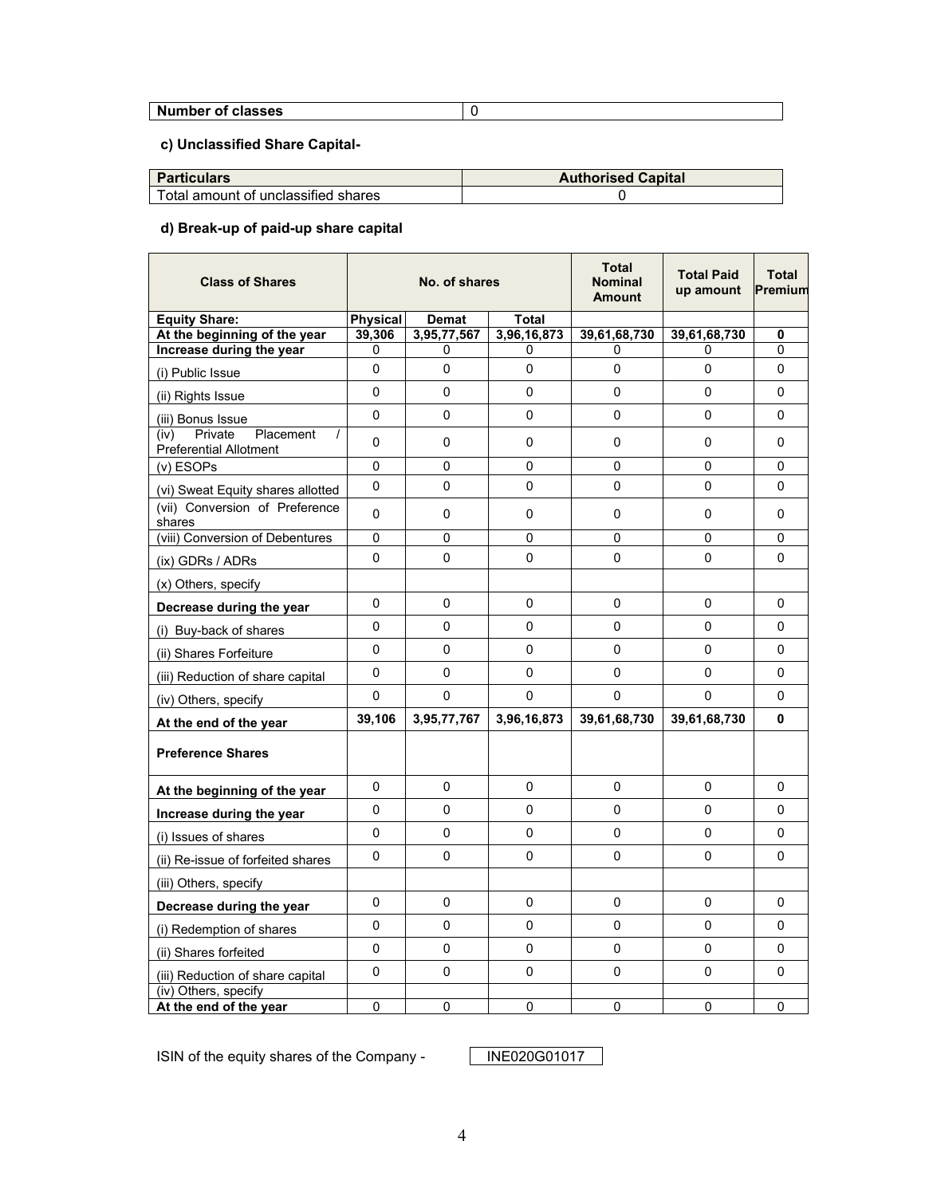| Number of classes | 0 |
|---|---|

#### c) Unclassified Share Capital-

| Particulars | Authorised Capital |
|---|---|
| Total amount of unclassified shares | 0 |

#### d) Break-up of paid-up share capital

| Class of Shares | No. of shares | | | Total Nominal Amount | Total Paid up amount | Total Premium |
|---|---|---|---|---|---|---|
| **Equity Share:** | **Physical** | **Demat** | **Total** | | | |
| **At the beginning of the year** | **39,306** | **3,95,77,567** | **3,96,16,873** | **39,61,68,730** | **39,61,68,730** | **0** |
| **Increase during the year** | 0 | 0 | 0 | 0 | 0 | 0 |
| (i) Public Issue | 0 | 0 | 0 | 0 | 0 | 0 |
| (ii) Rights Issue | 0 | 0 | 0 | 0 | 0 | 0 |
| (iii) Bonus Issue | 0 | 0 | 0 | 0 | 0 | 0 |
| (iv) Private Placement / Preferential Allotment | 0 | 0 | 0 | 0 | 0 | 0 |
| (v) ESOPs | 0 | 0 | 0 | 0 | 0 | 0 |
| (vi) Sweat Equity shares allotted | 0 | 0 | 0 | 0 | 0 | 0 |
| (vii) Conversion of Preference shares | 0 | 0 | 0 | 0 | 0 | 0 |
| (viii) Conversion of Debentures | 0 | 0 | 0 | 0 | 0 | 0 |
| (ix) GDRs / ADRs | 0 | 0 | 0 | 0 | 0 | 0 |
| (x) Others, specify | | | | | | |
| **Decrease during the year** | 0 | 0 | 0 | 0 | 0 | 0 |
| (i) Buy-back of shares | 0 | 0 | 0 | 0 | 0 | 0 |
| (ii) Shares Forfeiture | 0 | 0 | 0 | 0 | 0 | 0 |
| (iii) Reduction of share capital | 0 | 0 | 0 | 0 | 0 | 0 |
| (iv) Others, specify | 0 | 0 | 0 | 0 | 0 | 0 |
| **At the end of the year** | **39,106** | **3,95,77,767** | **3,96,16,873** | **39,61,68,730** | **39,61,68,730** | **0** |
| **Preference Shares** | | | | | | |
| **At the beginning of the year** | 0 | 0 | 0 | 0 | 0 | 0 |
| **Increase during the year** | 0 | 0 | 0 | 0 | 0 | 0 |
| (i) Issues of shares | 0 | 0 | 0 | 0 | 0 | 0 |
| (ii) Re-issue of forfeited shares | 0 | 0 | 0 | 0 | 0 | 0 |
| (iii) Others, specify | | | | | | |
| **Decrease during the year** | 0 | 0 | 0 | 0 | 0 | 0 |
| (i) Redemption of shares | 0 | 0 | 0 | 0 | 0 | 0 |
| (ii) Shares forfeited | 0 | 0 | 0 | 0 | 0 | 0 |
| (iii) Reduction of share capital | 0 | 0 | 0 | 0 | 0 | 0 |
| (iv) Others, specify | | | | | | |
| **At the end of the year** | 0 | 0 | 0 | 0 | 0 | 0 |

ISIN of the equity shares of the Company - INE020G01017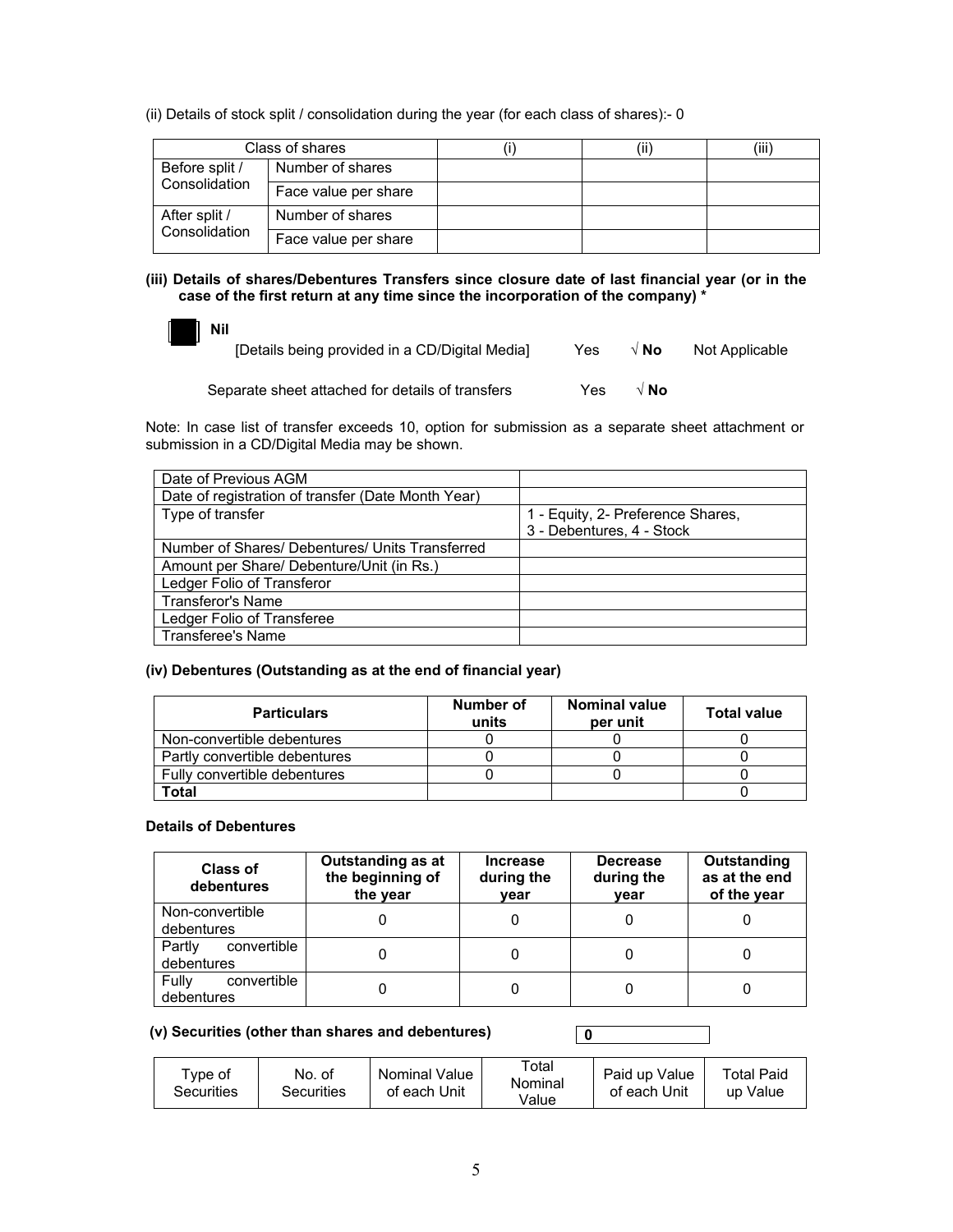(ii) Details of stock split / consolidation during the year (for each class of shares):- 0

| Class of shares | | (i) | (ii) | (iii) |
|---|---|---|---|---|
| Before split / Consolidation | Number of shares | | | |
| | Face value per share | | | |
| After split / Consolidation | Number of shares | | | |
| | Face value per share | | | |

**(iii) Details of shares/Debentures Transfers since closure date of last financial year (or in the case of the first return at any time since the incorporation of the company) ***

**Nil**

[Details being provided in a CD/Digital Media] Yes √ **No** Not Applicable

Separate sheet attached for details of transfers Yes √ **No**

Note: In case list of transfer exceeds 10, option for submission as a separate sheet attachment or submission in a CD/Digital Media may be shown.

| Date of Previous AGM | |
|---|---|
| Date of registration of transfer (Date Month Year) | |
| Type of transfer | 1 - Equity, 2- Preference Shares, 3 - Debentures, 4 - Stock |
| Number of Shares/ Debentures/ Units Transferred | |
| Amount per Share/ Debenture/Unit (in Rs.) | |
| Ledger Folio of Transferor | |
| Transferor's Name | |
| Ledger Folio of Transferee | |
| Transferee's Name | |

**(iv) Debentures (Outstanding as at the end of financial year)**

| Particulars | Number of units | Nominal value per unit | Total value |
|---|---|---|---|
| Non-convertible debentures | 0 | 0 | 0 |
| Partly convertible debentures | 0 | 0 | 0 |
| Fully convertible debentures | 0 | 0 | 0 |
| **Total** | | | 0 |

**Details of Debentures**

| Class of debentures | Outstanding as at the beginning of the year | Increase during the year | Decrease during the year | Outstanding as at the end of the year |
|---|---|---|---|---|
| Non-convertible debentures | 0 | 0 | 0 | 0 |
| Partly convertible debentures | 0 | 0 | 0 | 0 |
| Fully convertible debentures | 0 | 0 | 0 | 0 |

**(v) Securities (other than shares and debentures)** **0**

| Type of Securities | No. of Securities | Nominal Value of each Unit | Total Nominal Value | Paid up Value of each Unit | Total Paid up Value |
|---|---|---|---|---|---|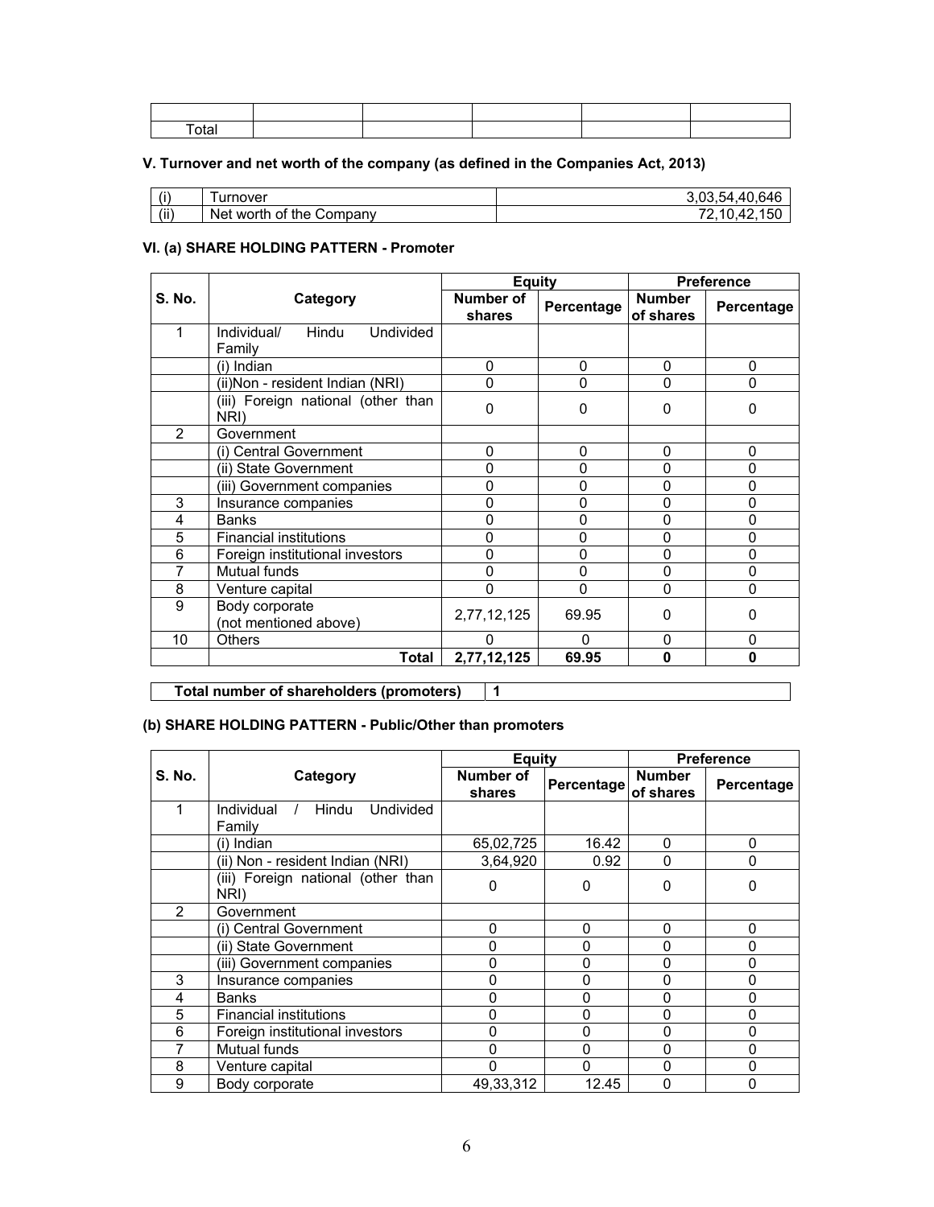| | | | | | |
|---|---|---|---|---|---|
| | | | | | |
| Total | | | | | |

### V. Turnover and net worth of the company (as defined in the Companies Act, 2013)

| | | |
|---|---|---|
| (i) | Turnover | 3,03,54,40,646 |
| (ii) | Net worth of the Company | 72,10,42,150 |

### VI. (a) SHARE HOLDING PATTERN - Promoter

| S. No. | Category | Equity | | Preference | |
|---|---|---|---|---|---|
| | | Number of shares | Percentage | Number of shares | Percentage |
| 1 | Individual/ Hindu Undivided Family | | | | |
| | (i) Indian | 0 | 0 | 0 | 0 |
| | (ii)Non - resident Indian (NRI) | 0 | 0 | 0 | 0 |
| | (iii) Foreign national (other than NRI) | 0 | 0 | 0 | 0 |
| 2 | Government | | | | |
| | (i) Central Government | 0 | 0 | 0 | 0 |
| | (ii) State Government | 0 | 0 | 0 | 0 |
| | (iii) Government companies | 0 | 0 | 0 | 0 |
| 3 | Insurance companies | 0 | 0 | 0 | 0 |
| 4 | Banks | 0 | 0 | 0 | 0 |
| 5 | Financial institutions | 0 | 0 | 0 | 0 |
| 6 | Foreign institutional investors | 0 | 0 | 0 | 0 |
| 7 | Mutual funds | 0 | 0 | 0 | 0 |
| 8 | Venture capital | 0 | 0 | 0 | 0 |
| 9 | Body corporate (not mentioned above) | 2,77,12,125 | 69.95 | 0 | 0 |
| 10 | Others | 0 | 0 | 0 | 0 |
| | **Total** | **2,77,12,125** | **69.95** | **0** | **0** |

| | |
|---|---|
| **Total number of shareholders (promoters)** | **1** |

### (b) SHARE HOLDING PATTERN - Public/Other than promoters

| S. No. | Category | Equity | | Preference | |
|---|---|---|---|---|---|
| | | Number of shares | Percentage | Number of shares | Percentage |
| 1 | Individual / Hindu Undivided Family | | | | |
| | (i) Indian | 65,02,725 | 16.42 | 0 | 0 |
| | (ii) Non - resident Indian (NRI) | 3,64,920 | 0.92 | 0 | 0 |
| | (iii) Foreign national (other than NRI) | 0 | 0 | 0 | 0 |
| 2 | Government | | | | |
| | (i) Central Government | 0 | 0 | 0 | 0 |
| | (ii) State Government | 0 | 0 | 0 | 0 |
| | (iii) Government companies | 0 | 0 | 0 | 0 |
| 3 | Insurance companies | 0 | 0 | 0 | 0 |
| 4 | Banks | 0 | 0 | 0 | 0 |
| 5 | Financial institutions | 0 | 0 | 0 | 0 |
| 6 | Foreign institutional investors | 0 | 0 | 0 | 0 |
| 7 | Mutual funds | 0 | 0 | 0 | 0 |
| 8 | Venture capital | 0 | 0 | 0 | 0 |
| 9 | Body corporate | 49,33,312 | 12.45 | 0 | 0 |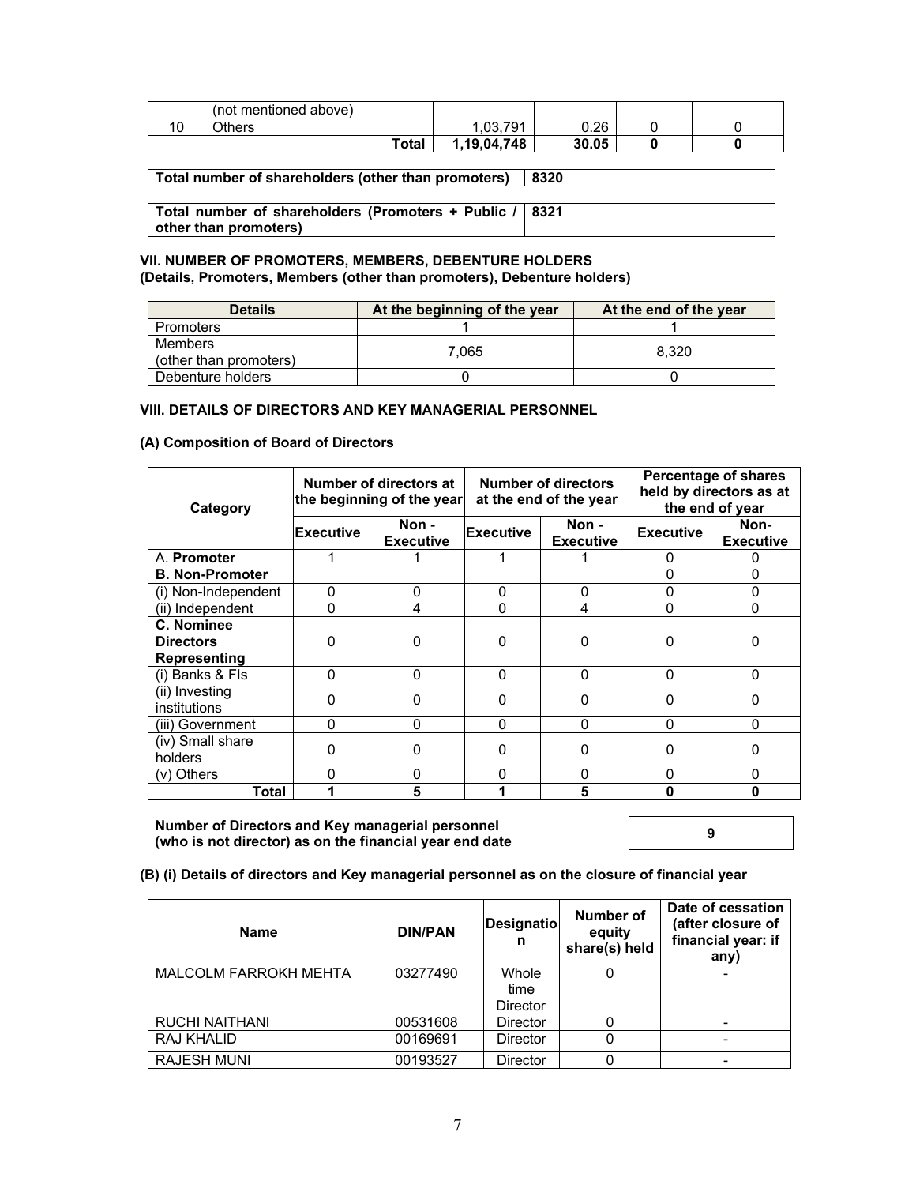|  | (not mentioned above) |  |  |  |  |
|---|---|---|---|---|---|
| 10 | Others | 1,03,791 | 0.26 | 0 | 0 |
|  | **Total** | **1,19,04,748** | **30.05** | **0** | **0** |

| **Total number of shareholders (other than promoters)** | **8320** |
|---|---|

| **Total number of shareholders (Promoters + Public / other than promoters)** | **8321** |
|---|---|

### VII. NUMBER OF PROMOTERS, MEMBERS, DEBENTURE HOLDERS

**(Details, Promoters, Members (other than promoters), Debenture holders)**

| Details | At the beginning of the year | At the end of the year |
|---|---|---|
| Promoters | 1 | 1 |
| Members (other than promoters) | 7,065 | 8,320 |
| Debenture holders | 0 | 0 |

### VIII. DETAILS OF DIRECTORS AND KEY MANAGERIAL PERSONNEL

#### (A) Composition of Board of Directors

| Category | Number of directors at the beginning of the year | | Number of directors at the end of the year | | Percentage of shares held by directors as at the end of year | |
|---|---|---|---|---|---|---|
| | Executive | Non - Executive | Executive | Non - Executive | Executive | Non-Executive |
| A. **Promoter** | 1 | 1 | 1 | 1 | 0 | 0 |
| **B. Non-Promoter** | | | | | 0 | 0 |
| (i) Non-Independent | 0 | 0 | 0 | 0 | 0 | 0 |
| (ii) Independent | 0 | 4 | 0 | 4 | 0 | 0 |
| **C. Nominee Directors Representing** | 0 | 0 | 0 | 0 | 0 | 0 |
| (i) Banks & FIs | 0 | 0 | 0 | 0 | 0 | 0 |
| (ii) Investing institutions | 0 | 0 | 0 | 0 | 0 | 0 |
| (iii) Government | 0 | 0 | 0 | 0 | 0 | 0 |
| (iv) Small share holders | 0 | 0 | 0 | 0 | 0 | 0 |
| (v) Others | 0 | 0 | 0 | 0 | 0 | 0 |
| **Total** | **1** | **5** | **1** | **5** | **0** | **0** |

| **Number of Directors and Key managerial personnel (who is not director) as on the financial year end date** | **9** |
|---|---|

#### (B) (i) Details of directors and Key managerial personnel as on the closure of financial year

| Name | DIN/PAN | Designation | Number of equity share(s) held | Date of cessation (after closure of financial year: if any) |
|---|---|---|---|---|
| MALCOLM FARROKH MEHTA | 03277490 | Whole time Director | 0 | - |
| RUCHI NAITHANI | 00531608 | Director | 0 | - |
| RAJ KHALID | 00169691 | Director | 0 | - |
| RAJESH MUNI | 00193527 | Director | 0 | - |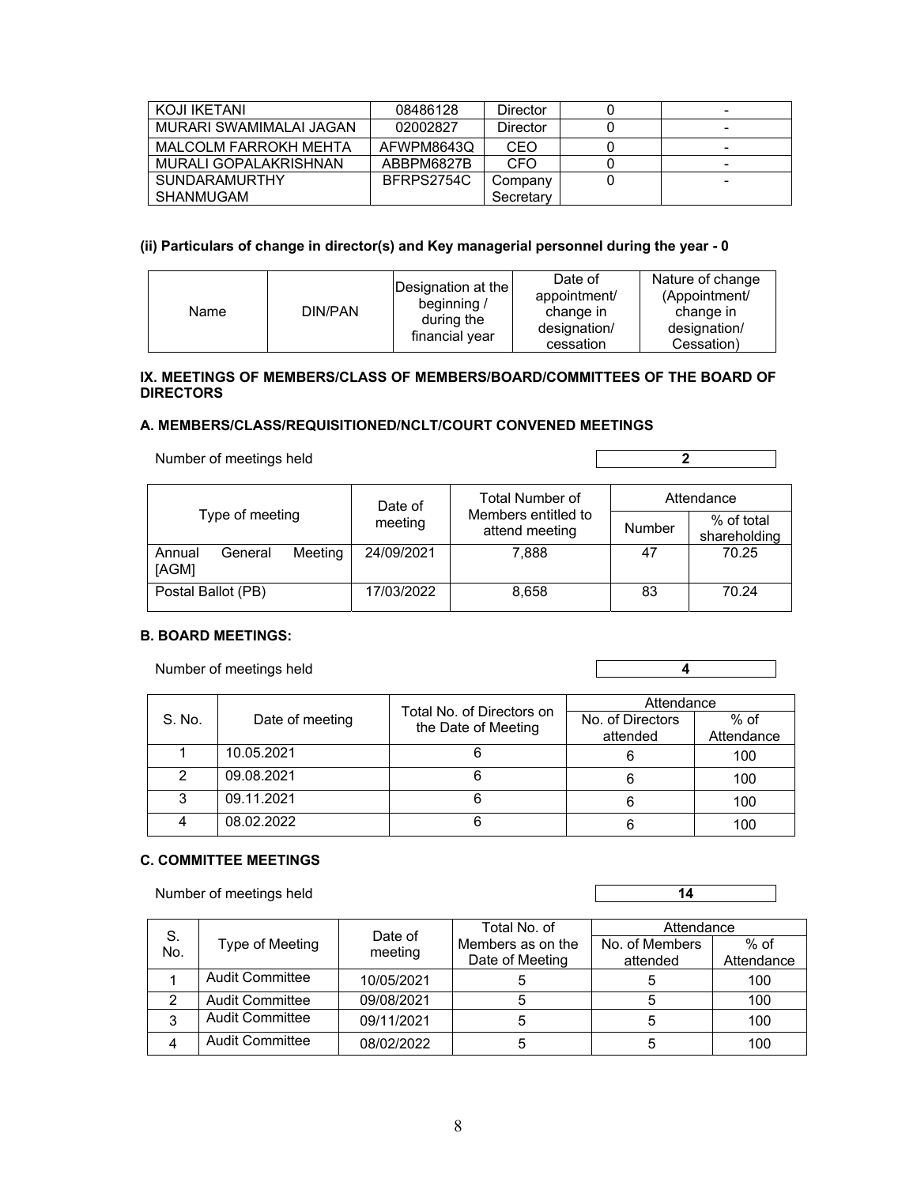| KOJI IKETANI | 08486128 | Director | 0 | - |
|---|---|---|---|---|
| MURARI SWAMIMALAI JAGAN | 02002827 | Director | 0 | - |
| MALCOLM FARROKH MEHTA | AFWPM8643Q | CEO | 0 | - |
| MURALI GOPALAKRISHNAN | ABBPM6827B | CFO | 0 | - |
| SUNDARAMURTHY SHANMUGAM | BFRPS2754C | Company Secretary | 0 | - |

**(ii) Particulars of change in director(s) and Key managerial personnel during the year - 0**

| Name | DIN/PAN | Designation at the beginning / during the financial year | Date of appointment/ change in designation/ cessation | Nature of change (Appointment/ change in designation/ Cessation) |
|---|---|---|---|---|

**IX. MEETINGS OF MEMBERS/CLASS OF MEMBERS/BOARD/COMMITTEES OF THE BOARD OF DIRECTORS**

**A. MEMBERS/CLASS/REQUISITIONED/NCLT/COURT CONVENED MEETINGS**

Number of meetings held **2**

| Type of meeting | Date of meeting | Total Number of Members entitled to attend meeting | Attendance | |
|---|---|---|---|---|
| | | | Number | % of total shareholding |
| Annual General Meeting [AGM] | 24/09/2021 | 7,888 | 47 | 70.25 |
| Postal Ballot (PB) | 17/03/2022 | 8,658 | 83 | 70.24 |

**B. BOARD MEETINGS:**

Number of meetings held **4**

| S. No. | Date of meeting | Total No. of Directors on the Date of Meeting | Attendance | |
|---|---|---|---|---|
| | | | No. of Directors attended | % of Attendance |
| 1 | 10.05.2021 | 6 | 6 | 100 |
| 2 | 09.08.2021 | 6 | 6 | 100 |
| 3 | 09.11.2021 | 6 | 6 | 100 |
| 4 | 08.02.2022 | 6 | 6 | 100 |

**C. COMMITTEE MEETINGS**

Number of meetings held **14**

| S. No. | Type of Meeting | Date of meeting | Total No. of Members as on the Date of Meeting | Attendance | |
|---|---|---|---|---|---|
| | | | | No. of Members attended | % of Attendance |
| 1 | Audit Committee | 10/05/2021 | 5 | 5 | 100 |
| 2 | Audit Committee | 09/08/2021 | 5 | 5 | 100 |
| 3 | Audit Committee | 09/11/2021 | 5 | 5 | 100 |
| 4 | Audit Committee | 08/02/2022 | 5 | 5 | 100 |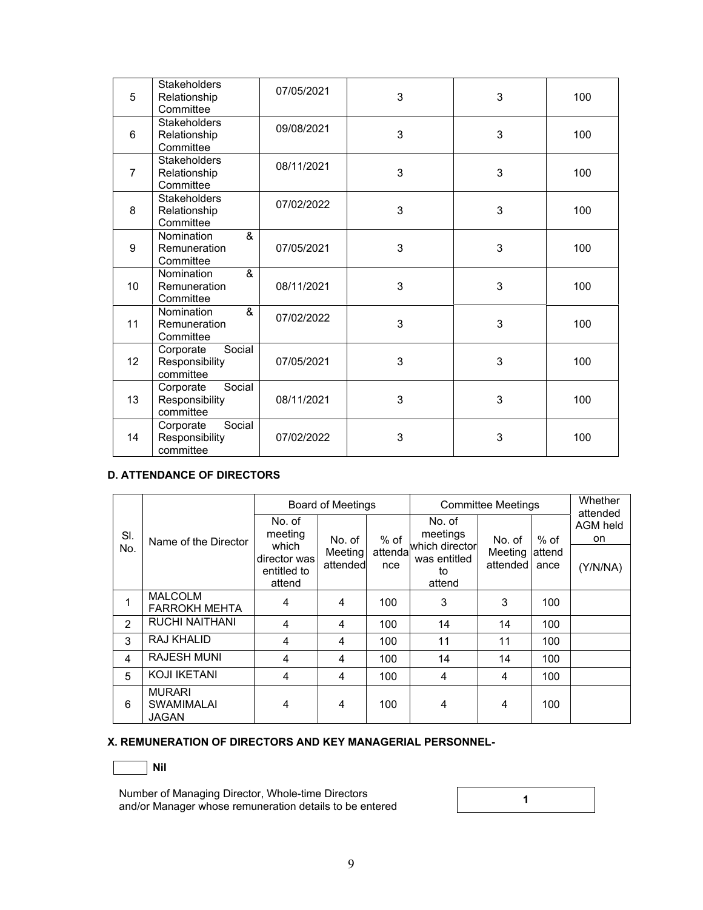| | | | | | |
|---|---|---|---|---|---|
| 5 | Stakeholders Relationship Committee | 07/05/2021 | 3 | 3 | 100 |
| 6 | Stakeholders Relationship Committee | 09/08/2021 | 3 | 3 | 100 |
| 7 | Stakeholders Relationship Committee | 08/11/2021 | 3 | 3 | 100 |
| 8 | Stakeholders Relationship Committee | 07/02/2022 | 3 | 3 | 100 |
| 9 | Nomination & Remuneration Committee | 07/05/2021 | 3 | 3 | 100 |
| 10 | Nomination & Remuneration Committee | 08/11/2021 | 3 | 3 | 100 |
| 11 | Nomination & Remuneration Committee | 07/02/2022 | 3 | 3 | 100 |
| 12 | Corporate Social Responsibility committee | 07/05/2021 | 3 | 3 | 100 |
| 13 | Corporate Social Responsibility committee | 08/11/2021 | 3 | 3 | 100 |
| 14 | Corporate Social Responsibility committee | 07/02/2022 | 3 | 3 | 100 |

**D. ATTENDANCE OF DIRECTORS**

| Sl. No. | Name of the Director | Board of Meetings | | | Committee Meetings | | | Whether attended AGM held on |
|---|---|---|---|---|---|---|---|---|
| | | No. of meeting which director was entitled to attend | No. of Meeting attended | % of attendance | No. of meetings which director was entitled to attend | No. of Meeting attended | % of attendance | (Y/N/NA) |
| 1 | MALCOLM FARROKH MEHTA | 4 | 4 | 100 | 3 | 3 | 100 | |
| 2 | RUCHI NAITHANI | 4 | 4 | 100 | 14 | 14 | 100 | |
| 3 | RAJ KHALID | 4 | 4 | 100 | 11 | 11 | 100 | |
| 4 | RAJESH MUNI | 4 | 4 | 100 | 14 | 14 | 100 | |
| 5 | KOJI IKETANI | 4 | 4 | 100 | 4 | 4 | 100 | |
| 6 | MURARI SWAMIMALAI JAGAN | 4 | 4 | 100 | 4 | 4 | 100 | |

**X. REMUNERATION OF DIRECTORS AND KEY MANAGERIAL PERSONNEL-**

☐ **Nil**

Number of Managing Director, Whole-time Directors and/or Manager whose remuneration details to be entered: **1**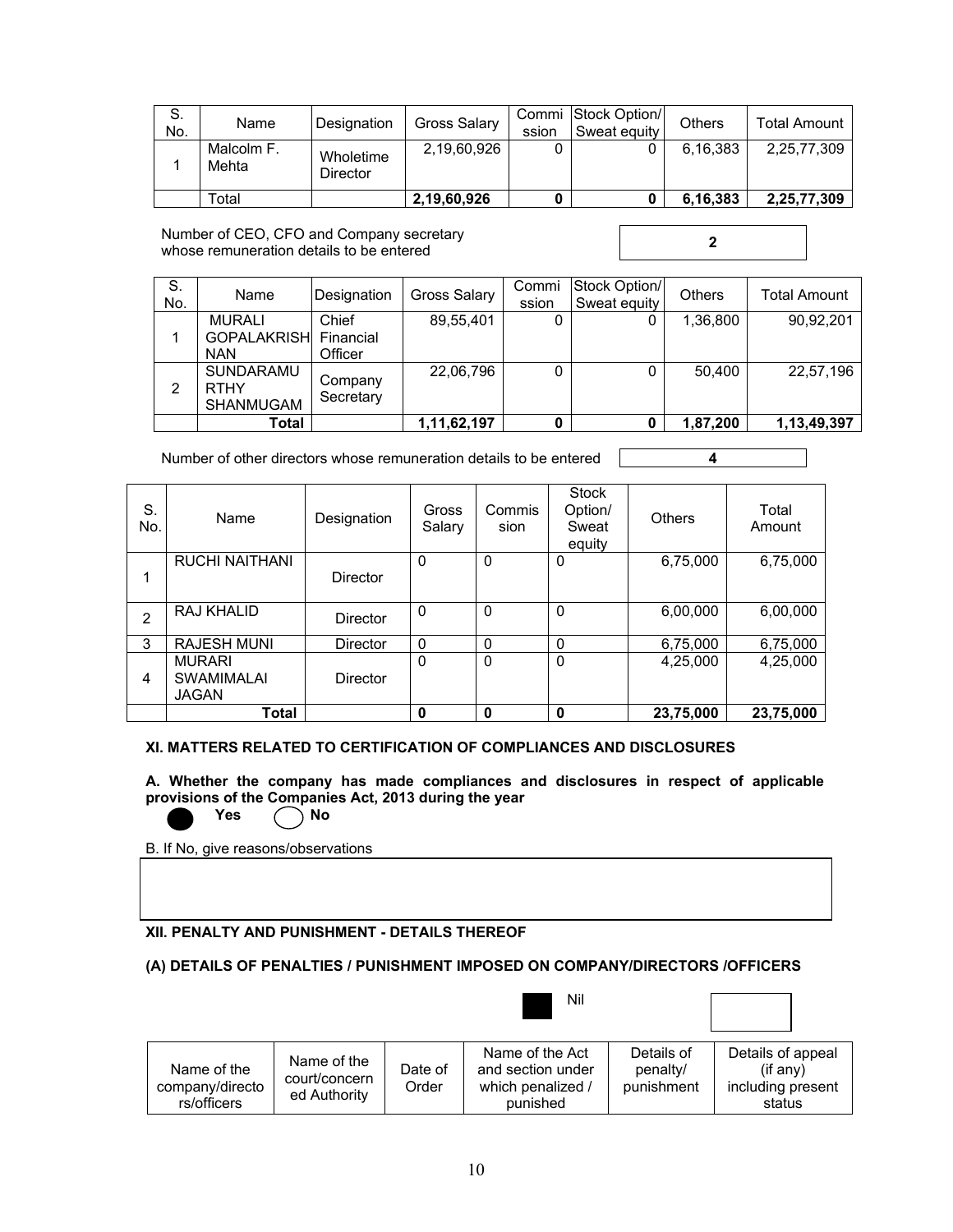| S. No. | Name | Designation | Gross Salary | Commission | Stock Option/ Sweat equity | Others | Total Amount |
|---|---|---|---|---|---|---|---|
| 1 | Malcolm F. Mehta | Wholetime Director | 2,19,60,926 | 0 | 0 | 6,16,383 | 2,25,77,309 |
| | Total | | **2,19,60,926** | **0** | **0** | **6,16,383** | **2,25,77,309** |

Number of CEO, CFO and Company secretary whose remuneration details to be entered: **2**

| S. No. | Name | Designation | Gross Salary | Commission | Stock Option/ Sweat equity | Others | Total Amount |
|---|---|---|---|---|---|---|---|
| 1 | MURALI GOPALAKRISHNAN | Chief Financial Officer | 89,55,401 | 0 | 0 | 1,36,800 | 90,92,201 |
| 2 | SUNDARAMURTHY SHANMUGAM | Company Secretary | 22,06,796 | 0 | 0 | 50,400 | 22,57,196 |
| | **Total** | | **1,11,62,197** | **0** | **0** | **1,87,200** | **1,13,49,397** |

Number of other directors whose remuneration details to be entered: **4**

| S. No. | Name | Designation | Gross Salary | Commission | Stock Option/ Sweat equity | Others | Total Amount |
|---|---|---|---|---|---|---|---|
| 1 | RUCHI NAITHANI | Director | 0 | 0 | 0 | 6,75,000 | 6,75,000 |
| 2 | RAJ KHALID | Director | 0 | 0 | 0 | 6,00,000 | 6,00,000 |
| 3 | RAJESH MUNI | Director | 0 | 0 | 0 | 6,75,000 | 6,75,000 |
| 4 | MURARI SWAMIMALAI JAGAN | Director | 0 | 0 | 0 | 4,25,000 | 4,25,000 |
| | **Total** | | **0** | **0** | **0** | **23,75,000** | **23,75,000** |

### XI. MATTERS RELATED TO CERTIFICATION OF COMPLIANCES AND DISCLOSURES

**A. Whether the company has made compliances and disclosures in respect of applicable provisions of the Companies Act, 2013 during the year**

● **Yes** ○ **No**

B. If No, give reasons/observations

### XII. PENALTY AND PUNISHMENT - DETAILS THEREOF

### (A) DETAILS OF PENALTIES / PUNISHMENT IMPOSED ON COMPANY/DIRECTORS /OFFICERS

■ Nil

| Name of the company/directors/officers | Name of the court/concerned Authority | Date of Order | Name of the Act and section under which penalized / punished | Details of penalty/ punishment | Details of appeal (if any) including present status |
|---|---|---|---|---|---|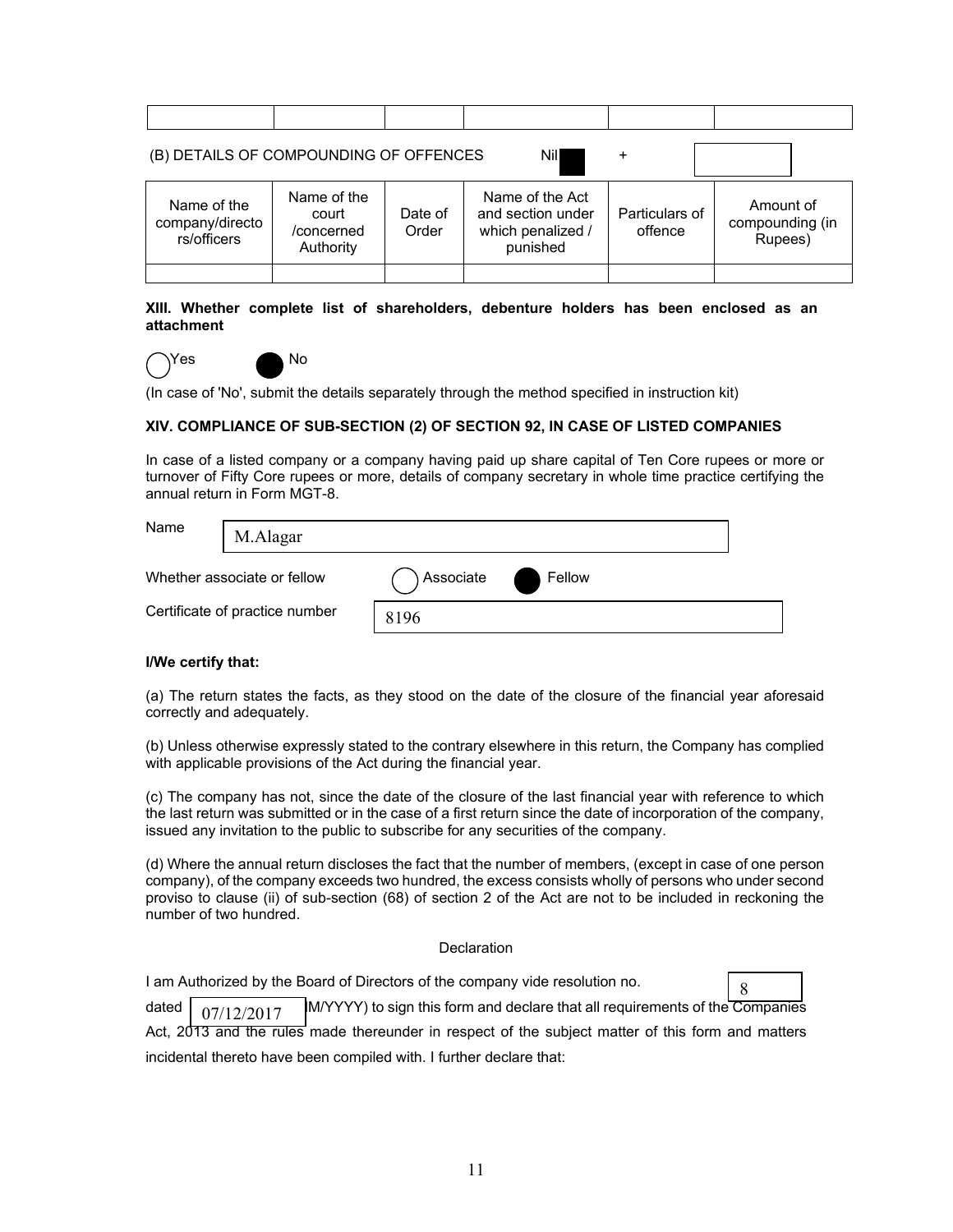| | | | | | |
|---|---|---|---|---|---|
| | | | | | |

(B) DETAILS OF COMPOUNDING OF OFFENCES Nil ■ +

| Name of the company/directors/officers | Name of the court /concerned Authority | Date of Order | Name of the Act and section under which penalized / punished | Particulars of offence | Amount of compounding (in Rupees) |
|---|---|---|---|---|---|
| | | | | | |

**XIII. Whether complete list of shareholders, debenture holders has been enclosed as an attachment**

○ Yes ● No

(In case of 'No', submit the details separately through the method specified in instruction kit)

**XIV. COMPLIANCE OF SUB-SECTION (2) OF SECTION 92, IN CASE OF LISTED COMPANIES**

In case of a listed company or a company having paid up share capital of Ten Core rupees or more or turnover of Fifty Core rupees or more, details of company secretary in whole time practice certifying the annual return in Form MGT-8.

Name: M.Alagar

Whether associate or fellow: ○ Associate ● Fellow

Certificate of practice number: 8196

**I/We certify that:**

(a) The return states the facts, as they stood on the date of the closure of the financial year aforesaid correctly and adequately.

(b) Unless otherwise expressly stated to the contrary elsewhere in this return, the Company has complied with applicable provisions of the Act during the financial year.

(c) The company has not, since the date of the closure of the last financial year with reference to which the last return was submitted or in the case of a first return since the date of incorporation of the company, issued any invitation to the public to subscribe for any securities of the company.

(d) Where the annual return discloses the fact that the number of members, (except in case of one person company), of the company exceeds two hundred, the excess consists wholly of persons who under second proviso to clause (ii) of sub-section (68) of section 2 of the Act are not to be included in reckoning the number of two hundred.

Declaration

I am Authorized by the Board of Directors of the company vide resolution no. 8

dated 07/12/2017 (DD/MM/YYYY) to sign this form and declare that all requirements of the Companies Act, 2013 and the rules made thereunder in respect of the subject matter of this form and matters incidental thereto have been compiled with. I further declare that: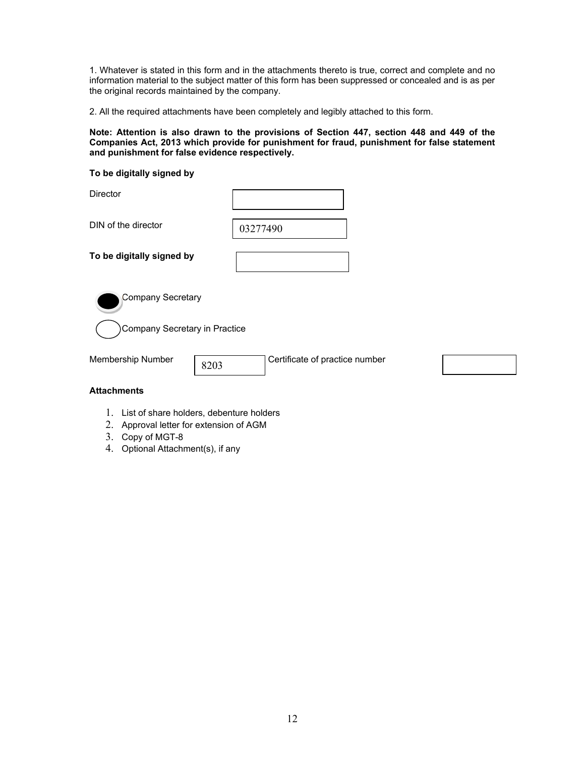1. Whatever is stated in this form and in the attachments thereto is true, correct and complete and no information material to the subject matter of this form has been suppressed or concealed and is as per the original records maintained by the company.

2. All the required attachments have been completely and legibly attached to this form.

**Note: Attention is also drawn to the provisions of Section 447, section 448 and 449 of the Companies Act, 2013 which provide for punishment for fraud, punishment for false statement and punishment for false evidence respectively.**

**To be digitally signed by**

Director

DIN of the director 03277490

**To be digitally signed by**

- (●) Company Secretary
- ( ) Company Secretary in Practice

Membership Number 8203 Certificate of practice number

**Attachments**

1. List of share holders, debenture holders
2. Approval letter for extension of AGM
3. Copy of MGT-8
4. Optional Attachment(s), if any